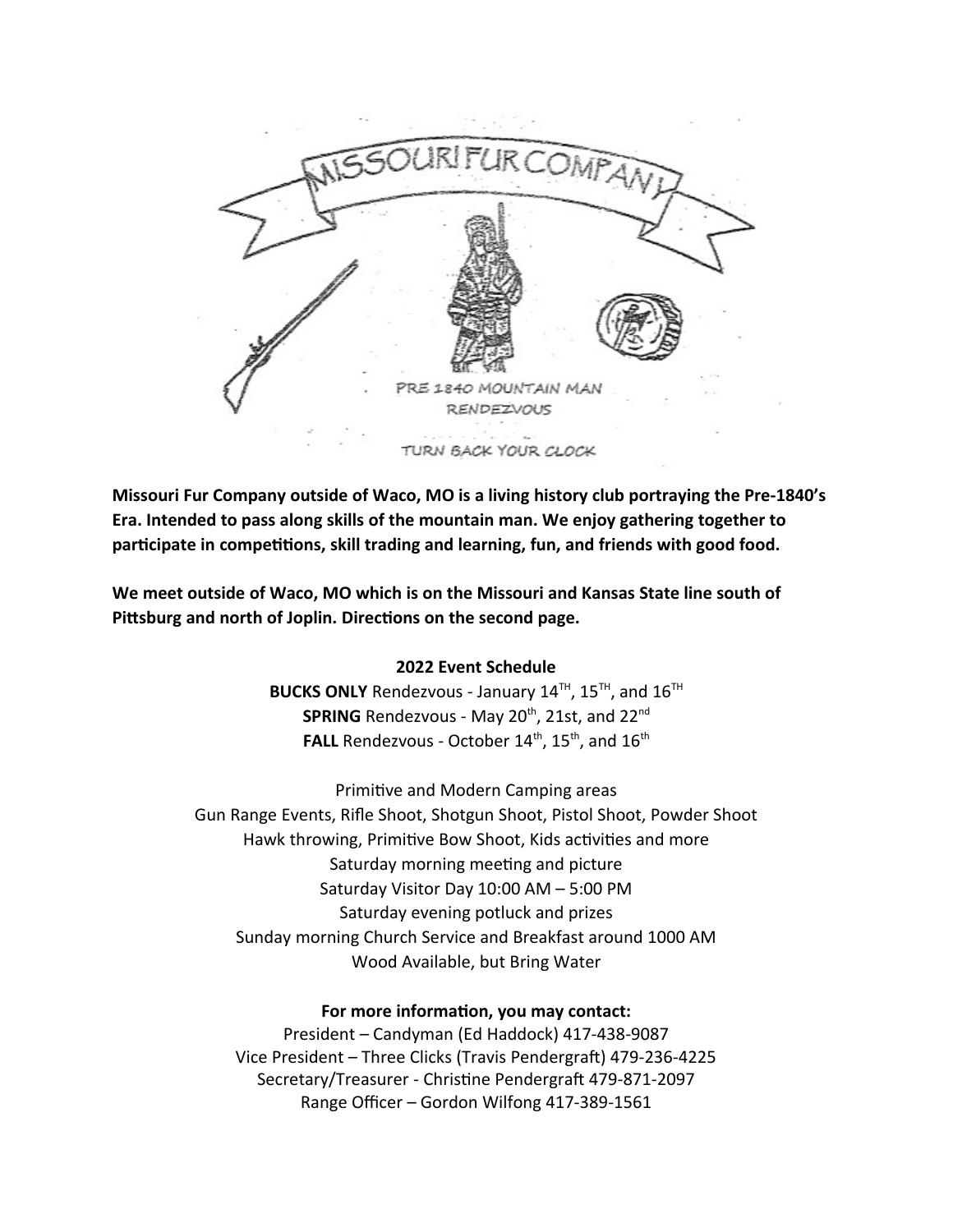MISSOURI FUR COMPANY

PRE 1840 MOUNTAIN MAN RENDEZVOUS

TURN BACK YOUR CLOCK

**Missouri Fur Company outside of Waco, MO is a living history club portraying the Pre-1840's Era. Intended to pass along skills of the mountain man. We enjoy gathering together to participate in competitions, skill trading and learning, fun, and friends with good food.**

**We meet outside of Waco, MO which is on the Missouri and Kansas State line south of Pittsburg and north of Joplin. Directions on the second page.**

**2022 Event Schedule**

**BUCKS ONLY** Rendezvous - January 14TH, 15TH, and 16TH

**SPRING** Rendezvous - May 20th, 21st, and 22nd

**FALL** Rendezvous - October 14th, 15th, and 16th

Primitive and Modern Camping areas

Gun Range Events, Rifle Shoot, Shotgun Shoot, Pistol Shoot, Powder Shoot

Hawk throwing, Primitive Bow Shoot, Kids activities and more

Saturday morning meeting and picture

Saturday Visitor Day 10:00 AM – 5:00 PM

Saturday evening potluck and prizes

Sunday morning Church Service and Breakfast around 1000 AM

Wood Available, but Bring Water

**For more information, you may contact:**

President – Candyman (Ed Haddock) 417-438-9087

Vice President – Three Clicks (Travis Pendergraft) 479-236-4225

Secretary/Treasurer - Christine Pendergraft 479-871-2097

Range Officer – Gordon Wilfong 417-389-1561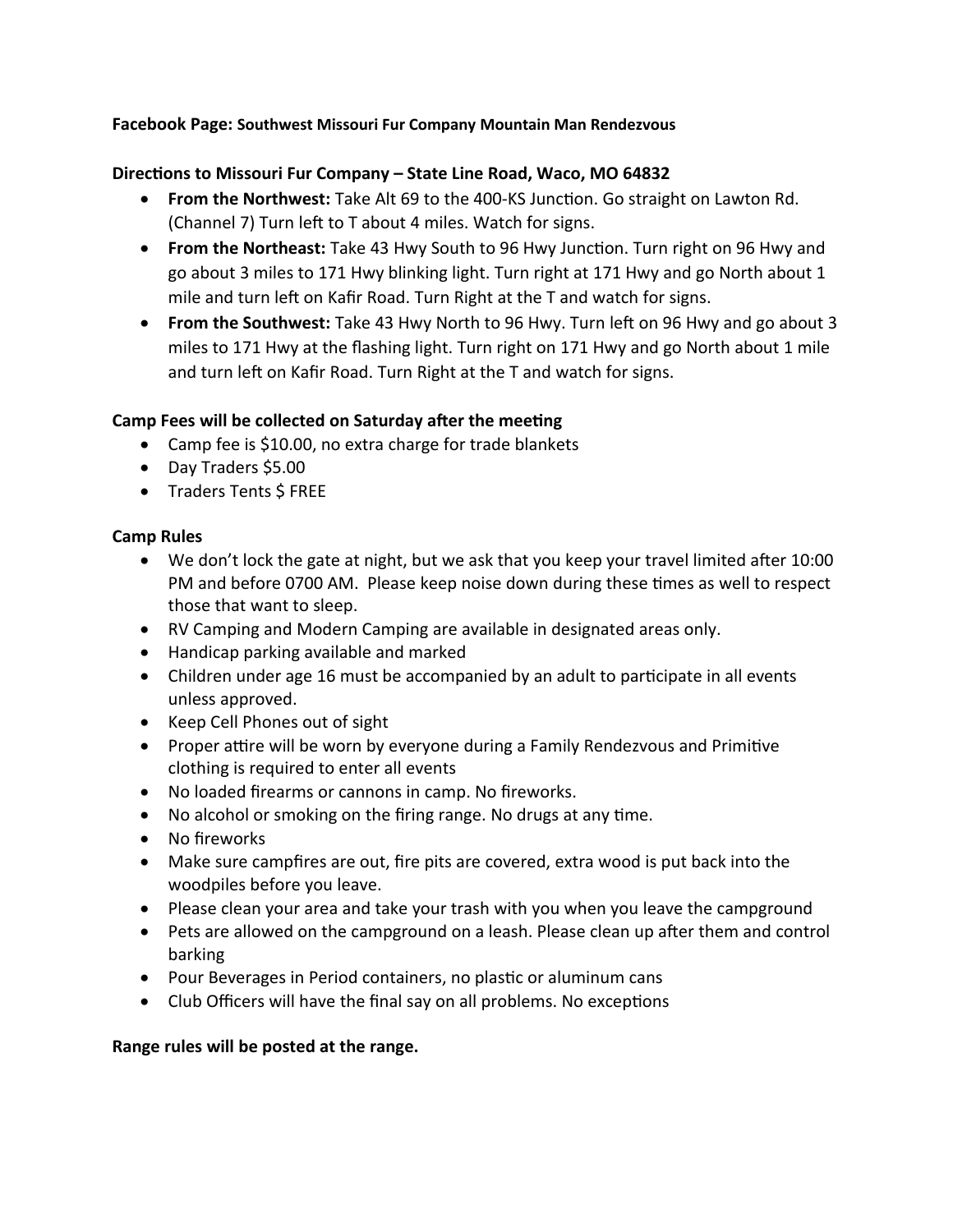**Facebook Page: Southwest Missouri Fur Company Mountain Man Rendezvous**

**Directions to Missouri Fur Company – State Line Road, Waco, MO 64832**

- **From the Northwest:** Take Alt 69 to the 400-KS Junction. Go straight on Lawton Rd. (Channel 7) Turn left to T about 4 miles. Watch for signs.
- **From the Northeast:** Take 43 Hwy South to 96 Hwy Junction. Turn right on 96 Hwy and go about 3 miles to 171 Hwy blinking light. Turn right at 171 Hwy and go North about 1 mile and turn left on Kafir Road. Turn Right at the T and watch for signs.
- **From the Southwest:** Take 43 Hwy North to 96 Hwy. Turn left on 96 Hwy and go about 3 miles to 171 Hwy at the flashing light. Turn right on 171 Hwy and go North about 1 mile and turn left on Kafir Road. Turn Right at the T and watch for signs.

**Camp Fees will be collected on Saturday after the meeting**

- Camp fee is $10.00, no extra charge for trade blankets
- Day Traders $5.00
- Traders Tents $ FREE

**Camp Rules**

- We don't lock the gate at night, but we ask that you keep your travel limited after 10:00 PM and before 0700 AM. Please keep noise down during these times as well to respect those that want to sleep.
- RV Camping and Modern Camping are available in designated areas only.
- Handicap parking available and marked
- Children under age 16 must be accompanied by an adult to participate in all events unless approved.
- Keep Cell Phones out of sight
- Proper attire will be worn by everyone during a Family Rendezvous and Primitive clothing is required to enter all events
- No loaded firearms or cannons in camp. No fireworks.
- No alcohol or smoking on the firing range. No drugs at any time.
- No fireworks
- Make sure campfires are out, fire pits are covered, extra wood is put back into the woodpiles before you leave.
- Please clean your area and take your trash with you when you leave the campground
- Pets are allowed on the campground on a leash. Please clean up after them and control barking
- Pour Beverages in Period containers, no plastic or aluminum cans
- Club Officers will have the final say on all problems. No exceptions

**Range rules will be posted at the range.**